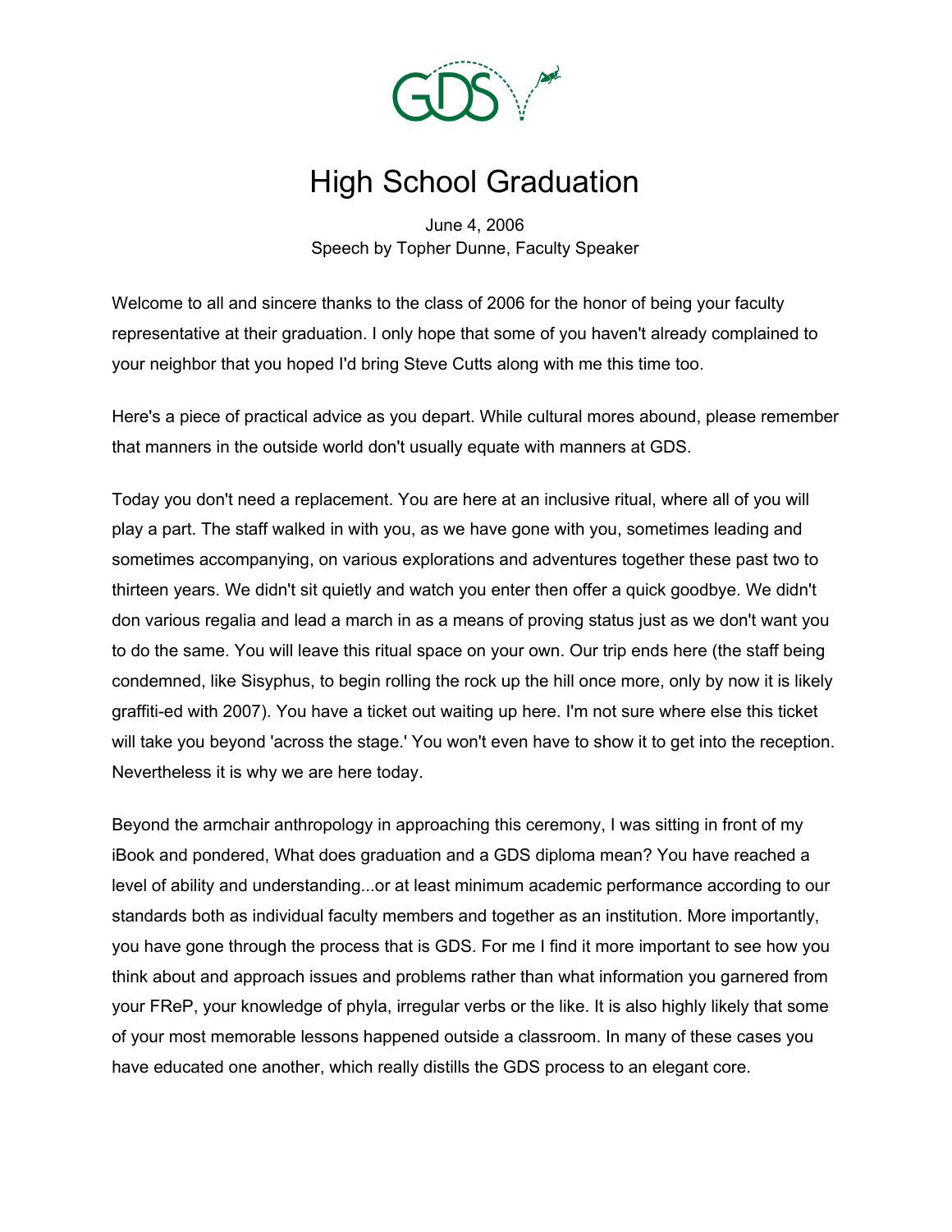# High School Graduation

June 4, 2006
Speech by Topher Dunne, Faculty Speaker

Welcome to all and sincere thanks to the class of 2006 for the honor of being your faculty representative at their graduation. I only hope that some of you haven't already complained to your neighbor that you hoped I'd bring Steve Cutts along with me this time too.

Here's a piece of practical advice as you depart. While cultural mores abound, please remember that manners in the outside world don't usually equate with manners at GDS.

Today you don't need a replacement. You are here at an inclusive ritual, where all of you will play a part. The staff walked in with you, as we have gone with you, sometimes leading and sometimes accompanying, on various explorations and adventures together these past two to thirteen years. We didn't sit quietly and watch you enter then offer a quick goodbye. We didn't don various regalia and lead a march in as a means of proving status just as we don't want you to do the same. You will leave this ritual space on your own. Our trip ends here (the staff being condemned, like Sisyphus, to begin rolling the rock up the hill once more, only by now it is likely graffiti-ed with 2007). You have a ticket out waiting up here. I'm not sure where else this ticket will take you beyond 'across the stage.' You won't even have to show it to get into the reception. Nevertheless it is why we are here today.

Beyond the armchair anthropology in approaching this ceremony, I was sitting in front of my iBook and pondered, What does graduation and a GDS diploma mean? You have reached a level of ability and understanding...or at least minimum academic performance according to our standards both as individual faculty members and together as an institution. More importantly, you have gone through the process that is GDS. For me I find it more important to see how you think about and approach issues and problems rather than what information you garnered from your FReP, your knowledge of phyla, irregular verbs or the like. It is also highly likely that some of your most memorable lessons happened outside a classroom. In many of these cases you have educated one another, which really distills the GDS process to an elegant core.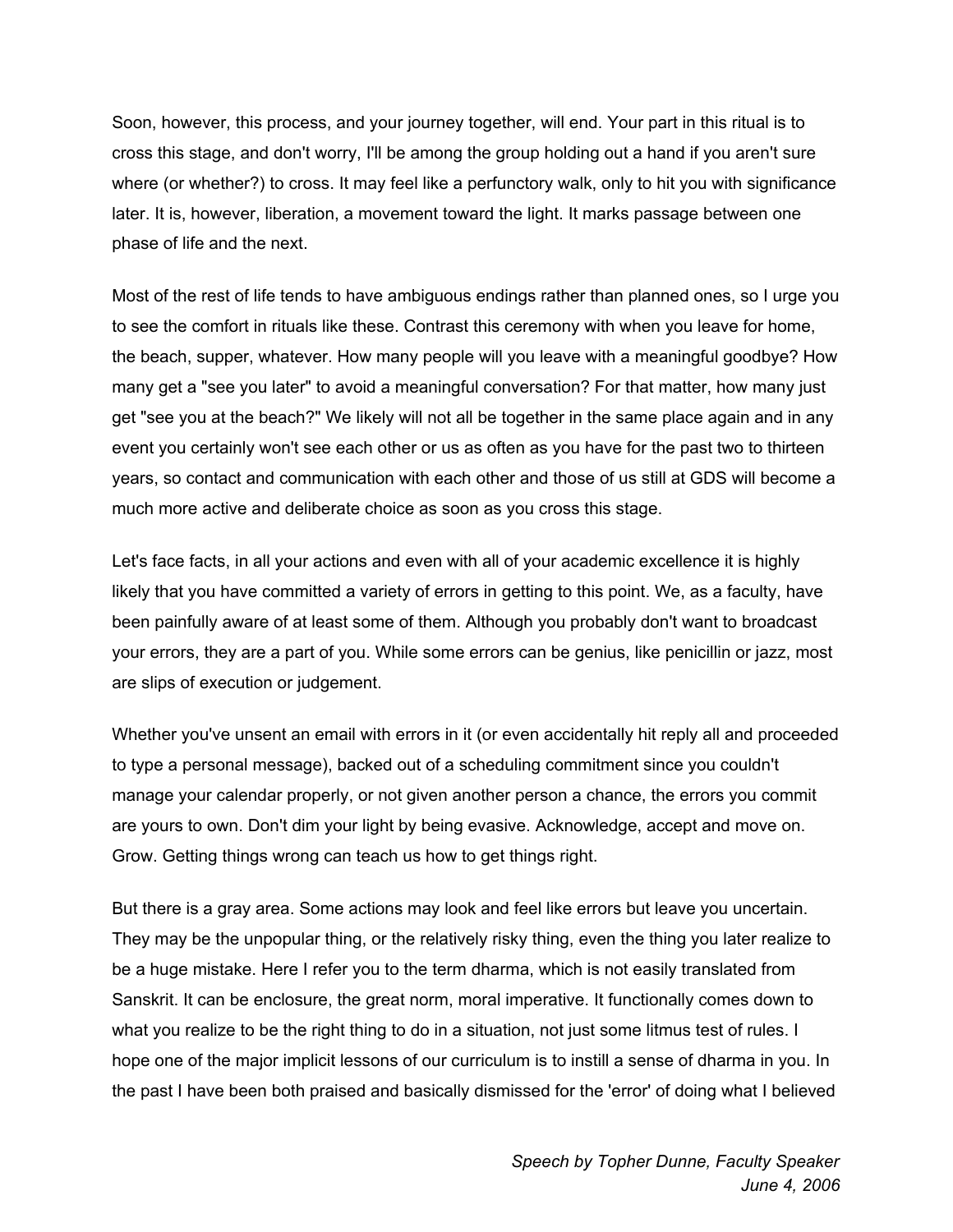Soon, however, this process, and your journey together, will end. Your part in this ritual is to cross this stage, and don't worry, I'll be among the group holding out a hand if you aren't sure where (or whether?) to cross. It may feel like a perfunctory walk, only to hit you with significance later. It is, however, liberation, a movement toward the light. It marks passage between one phase of life and the next.

Most of the rest of life tends to have ambiguous endings rather than planned ones, so I urge you to see the comfort in rituals like these. Contrast this ceremony with when you leave for home, the beach, supper, whatever. How many people will you leave with a meaningful goodbye? How many get a "see you later" to avoid a meaningful conversation? For that matter, how many just get "see you at the beach?" We likely will not all be together in the same place again and in any event you certainly won't see each other or us as often as you have for the past two to thirteen years, so contact and communication with each other and those of us still at GDS will become a much more active and deliberate choice as soon as you cross this stage.

Let's face facts, in all your actions and even with all of your academic excellence it is highly likely that you have committed a variety of errors in getting to this point. We, as a faculty, have been painfully aware of at least some of them. Although you probably don't want to broadcast your errors, they are a part of you. While some errors can be genius, like penicillin or jazz, most are slips of execution or judgement.

Whether you've unsent an email with errors in it (or even accidentally hit reply all and proceeded to type a personal message), backed out of a scheduling commitment since you couldn't manage your calendar properly, or not given another person a chance, the errors you commit are yours to own. Don't dim your light by being evasive. Acknowledge, accept and move on. Grow. Getting things wrong can teach us how to get things right.

But there is a gray area. Some actions may look and feel like errors but leave you uncertain. They may be the unpopular thing, or the relatively risky thing, even the thing you later realize to be a huge mistake. Here I refer you to the term dharma, which is not easily translated from Sanskrit. It can be enclosure, the great norm, moral imperative. It functionally comes down to what you realize to be the right thing to do in a situation, not just some litmus test of rules. I hope one of the major implicit lessons of our curriculum is to instill a sense of dharma in you. In the past I have been both praised and basically dismissed for the 'error' of doing what I believed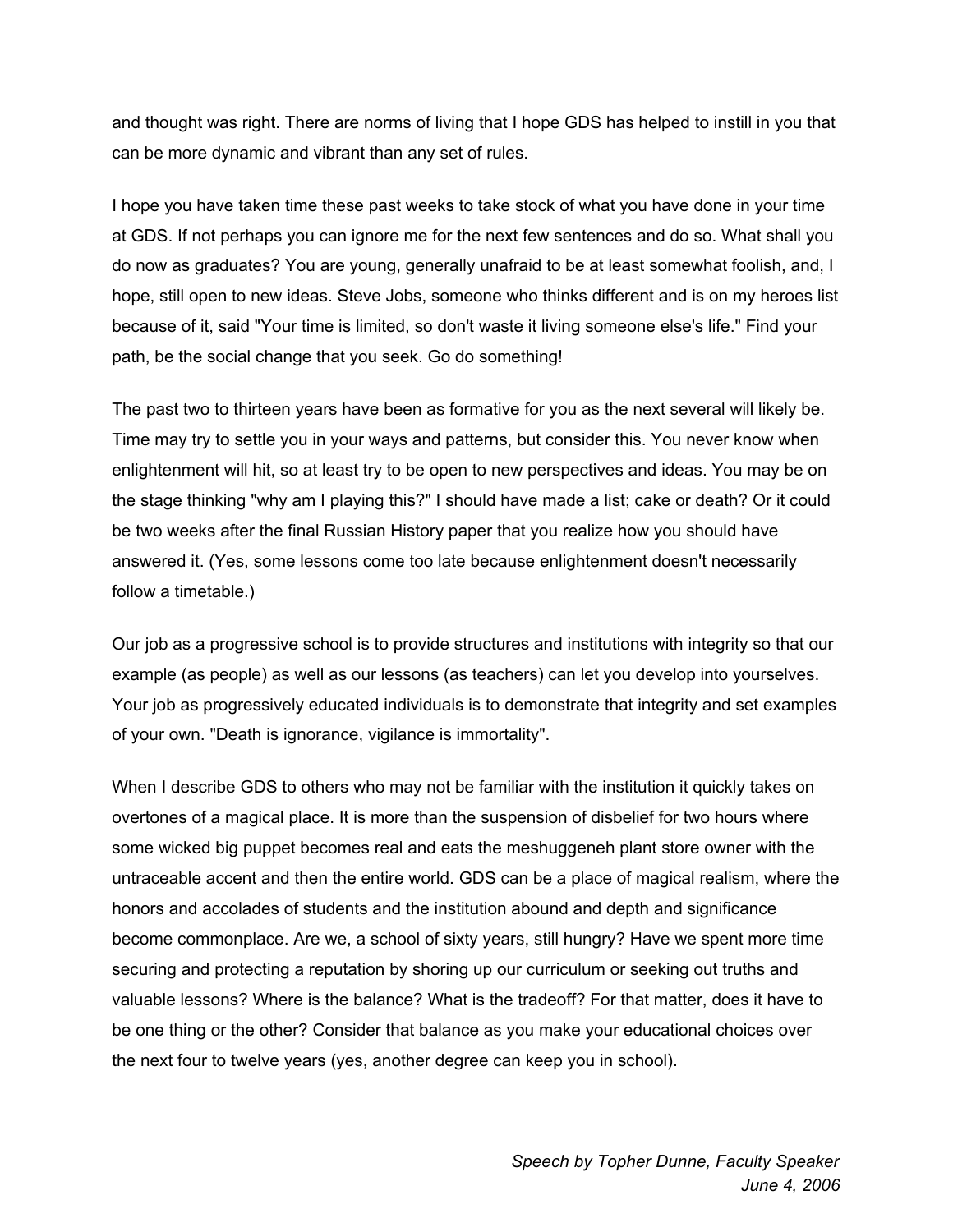and thought was right. There are norms of living that I hope GDS has helped to instill in you that can be more dynamic and vibrant than any set of rules.

I hope you have taken time these past weeks to take stock of what you have done in your time at GDS. If not perhaps you can ignore me for the next few sentences and do so. What shall you do now as graduates? You are young, generally unafraid to be at least somewhat foolish, and, I hope, still open to new ideas. Steve Jobs, someone who thinks different and is on my heroes list because of it, said "Your time is limited, so don't waste it living someone else's life." Find your path, be the social change that you seek. Go do something!

The past two to thirteen years have been as formative for you as the next several will likely be. Time may try to settle you in your ways and patterns, but consider this. You never know when enlightenment will hit, so at least try to be open to new perspectives and ideas. You may be on the stage thinking "why am I playing this?" I should have made a list; cake or death? Or it could be two weeks after the final Russian History paper that you realize how you should have answered it. (Yes, some lessons come too late because enlightenment doesn't necessarily follow a timetable.)

Our job as a progressive school is to provide structures and institutions with integrity so that our example (as people) as well as our lessons (as teachers) can let you develop into yourselves. Your job as progressively educated individuals is to demonstrate that integrity and set examples of your own. "Death is ignorance, vigilance is immortality".

When I describe GDS to others who may not be familiar with the institution it quickly takes on overtones of a magical place. It is more than the suspension of disbelief for two hours where some wicked big puppet becomes real and eats the meshuggeneh plant store owner with the untraceable accent and then the entire world. GDS can be a place of magical realism, where the honors and accolades of students and the institution abound and depth and significance become commonplace. Are we, a school of sixty years, still hungry? Have we spent more time securing and protecting a reputation by shoring up our curriculum or seeking out truths and valuable lessons? Where is the balance? What is the tradeoff? For that matter, does it have to be one thing or the other? Consider that balance as you make your educational choices over the next four to twelve years (yes, another degree can keep you in school).

*Speech by Topher Dunne, Faculty Speaker*
*June 4, 2006*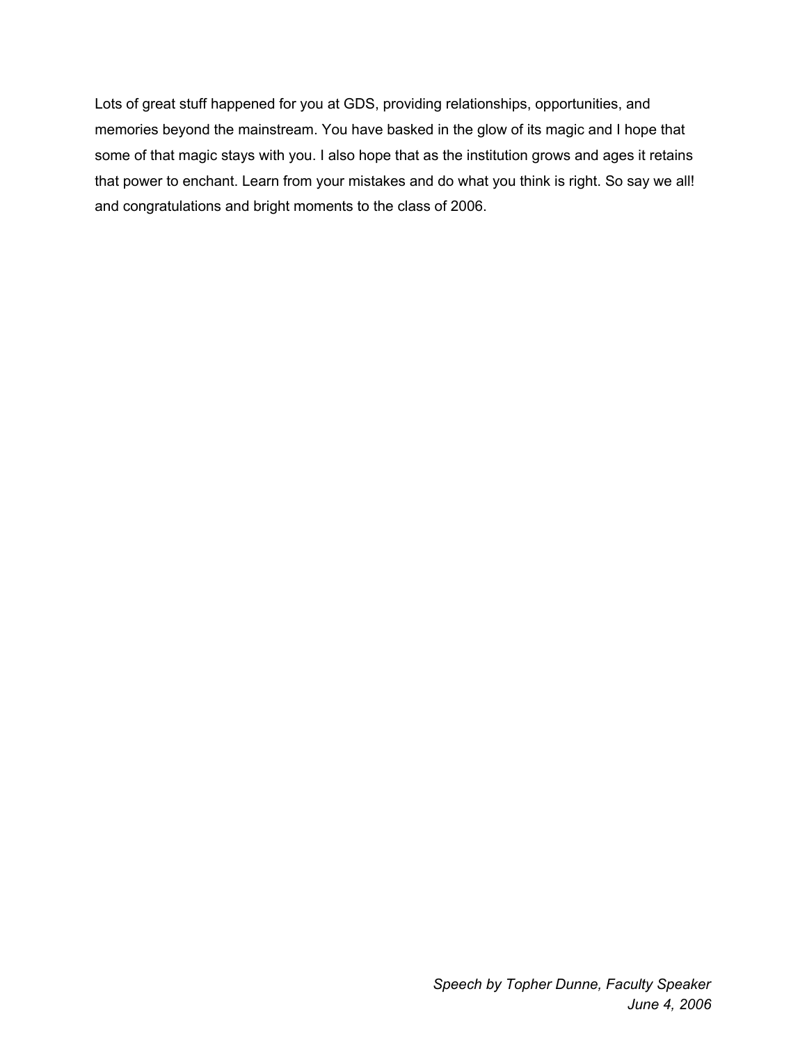Lots of great stuff happened for you at GDS, providing relationships, opportunities, and memories beyond the mainstream. You have basked in the glow of its magic and I hope that some of that magic stays with you. I also hope that as the institution grows and ages it retains that power to enchant. Learn from your mistakes and do what you think is right. So say we all! and congratulations and bright moments to the class of 2006.

*Speech by Topher Dunne, Faculty Speaker*
*June 4, 2006*